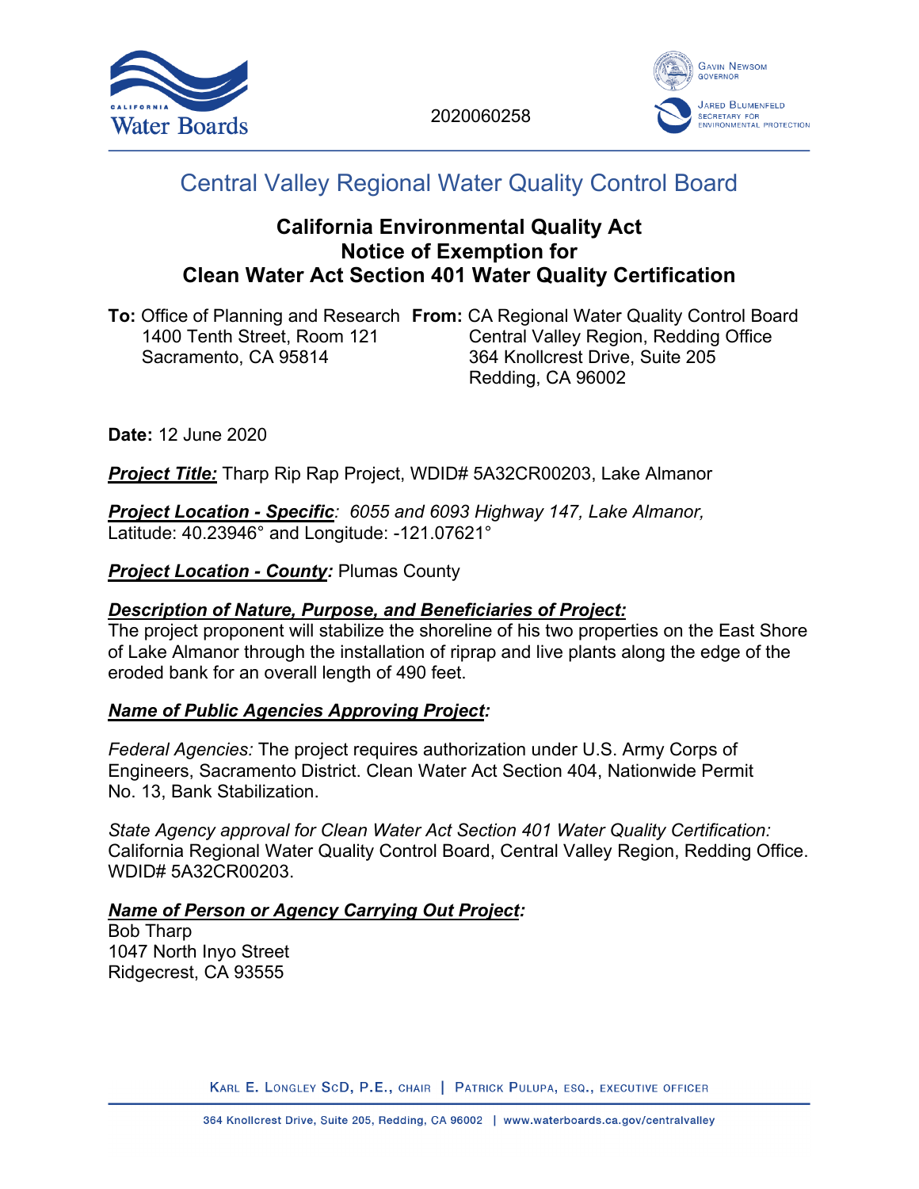2020060258

# Central Valley Regional Water Quality Control Board

## California Environmental Quality Act Notice of Exemption for Clean Water Act Section 401 Water Quality Certification

**To:** Office of Planning and Research
1400 Tenth Street, Room 121
Sacramento, CA 95814

**From:** CA Regional Water Quality Control Board
Central Valley Region, Redding Office
364 Knollcrest Drive, Suite 205
Redding, CA 96002

**Date:** 12 June 2020

***Project Title:*** Tharp Rip Rap Project, WDID# 5A32CR00203, Lake Almanor

***Project Location - Specific****:* *6055 and 6093 Highway 147, Lake Almanor,* Latitude: 40.23946° and Longitude: -121.07621°

***Project Location - County:*** Plumas County

***Description of Nature, Purpose, and Beneficiaries of Project:***
The project proponent will stabilize the shoreline of his two properties on the East Shore of Lake Almanor through the installation of riprap and live plants along the edge of the eroded bank for an overall length of 490 feet.

***Name of Public Agencies Approving Project:***

*Federal Agencies:* The project requires authorization under U.S. Army Corps of Engineers, Sacramento District. Clean Water Act Section 404, Nationwide Permit No. 13, Bank Stabilization.

*State Agency approval for Clean Water Act Section 401 Water Quality Certification:* California Regional Water Quality Control Board, Central Valley Region, Redding Office. WDID# 5A32CR00203.

***Name of Person or Agency Carrying Out Project:***
Bob Tharp
1047 North Inyo Street
Ridgecrest, CA 93555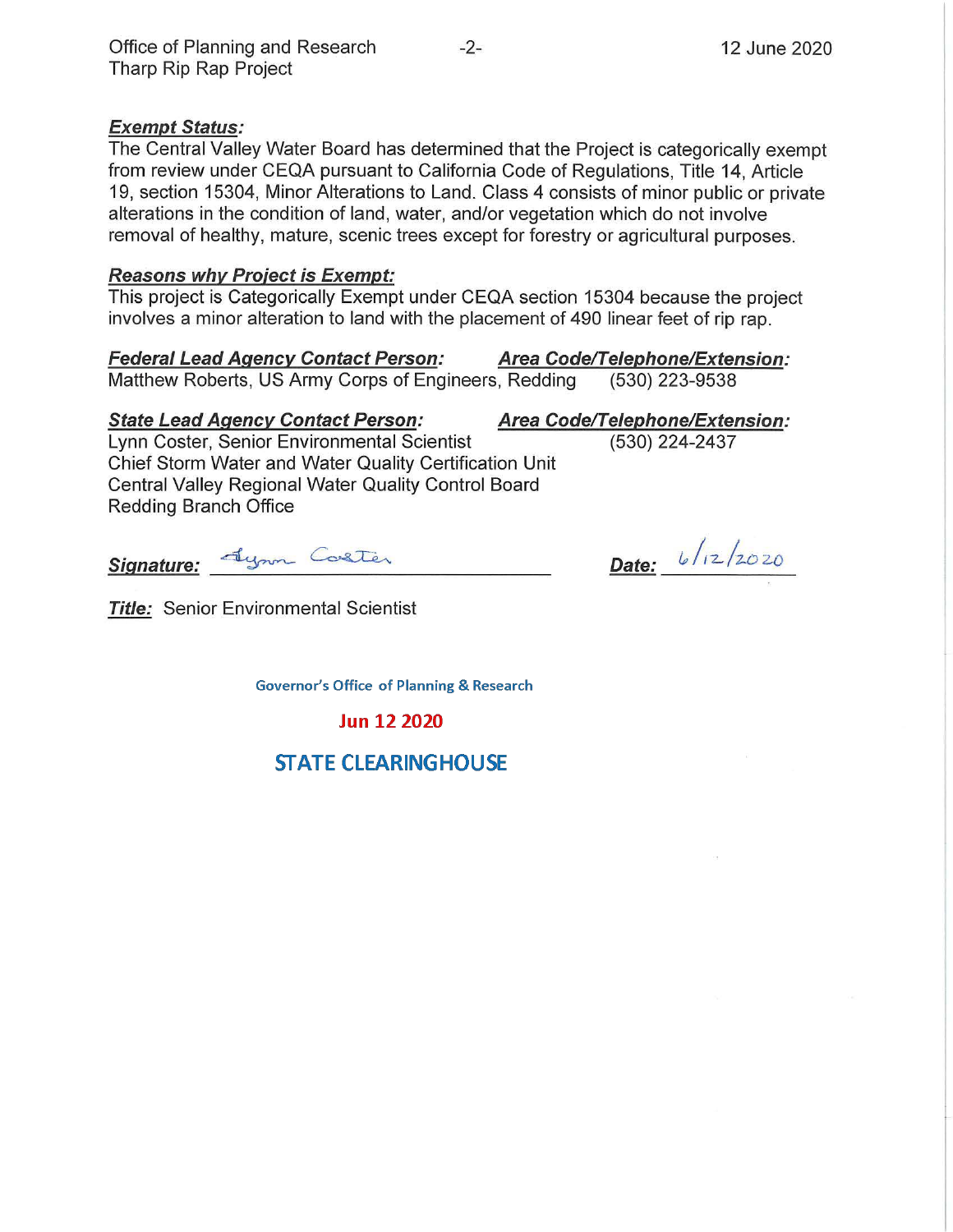***Exempt Status:***
The Central Valley Water Board has determined that the Project is categorically exempt from review under CEQA pursuant to California Code of Regulations, Title 14, Article 19, section 15304, Minor Alterations to Land. Class 4 consists of minor public or private alterations in the condition of land, water, and/or vegetation which do not involve removal of healthy, mature, scenic trees except for forestry or agricultural purposes.

***Reasons why Project is Exempt:***
This project is Categorically Exempt under CEQA section 15304 because the project involves a minor alteration to land with the placement of 490 linear feet of rip rap.

***Federal Lead Agency Contact Person:*** ***Area Code/Telephone/Extension:***
Matthew Roberts, US Army Corps of Engineers, Redding (530) 223-9538

***State Lead Agency Contact Person:*** ***Area Code/Telephone/Extension:***
Lynn Coster, Senior Environmental Scientist (530) 224-2437
Chief Storm Water and Water Quality Certification Unit
Central Valley Regional Water Quality Control Board
Redding Branch Office

***Signature:*** Lynn Coster ***Date:*** 6/12/2020

***Title:*** Senior Environmental Scientist

Governor's Office of Planning & Research

Jun 12 2020

STATE CLEARINGHOUSE